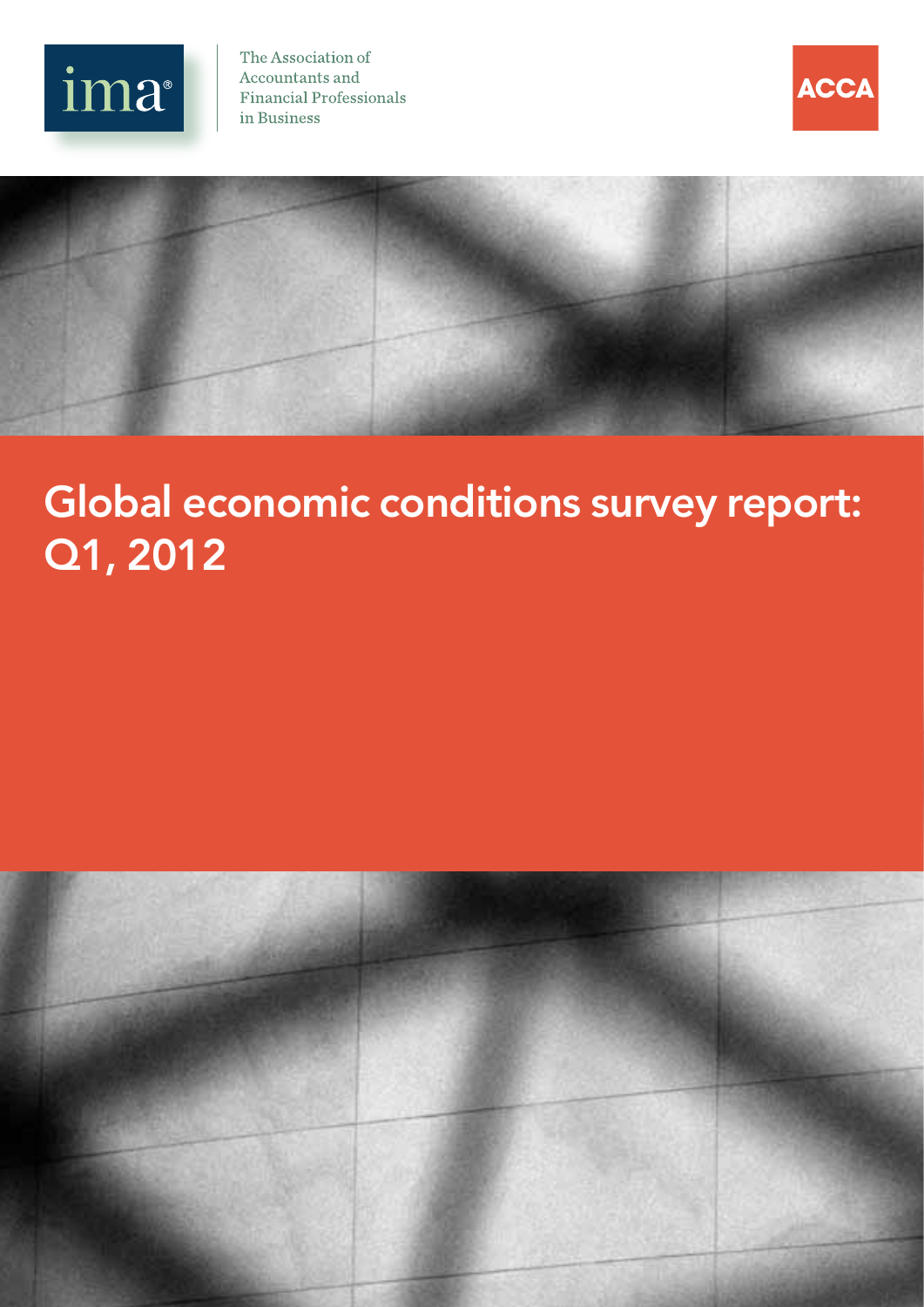ima®

The Association of Accountants and Financial Professionals in Business

ACCA

# Global economic conditions survey report: Q1, 2012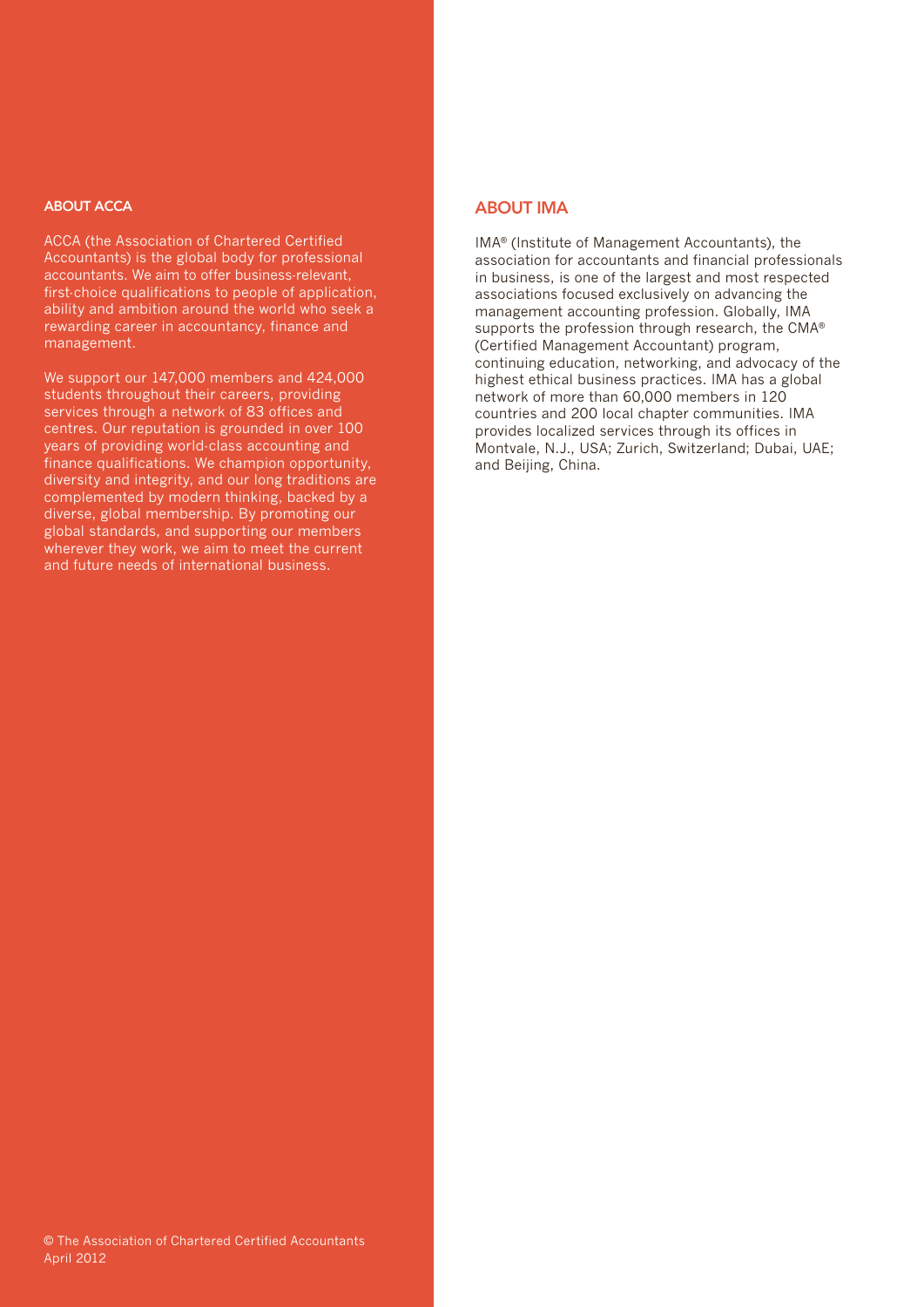## ABOUT ACCA

ACCA (the Association of Chartered Certified Accountants) is the global body for professional accountants. We aim to offer business-relevant, first-choice qualifications to people of application, ability and ambition around the world who seek a rewarding career in accountancy, finance and management.

We support our 147,000 members and 424,000 students throughout their careers, providing services through a network of 83 offices and centres. Our reputation is grounded in over 100 years of providing world-class accounting and finance qualifications. We champion opportunity, diversity and integrity, and our long traditions are complemented by modern thinking, backed by a diverse, global membership. By promoting our global standards, and supporting our members wherever they work, we aim to meet the current and future needs of international business.

© The Association of Chartered Certified Accountants
April 2012

## ABOUT IMA

IMA® (Institute of Management Accountants), the association for accountants and financial professionals in business, is one of the largest and most respected associations focused exclusively on advancing the management accounting profession. Globally, IMA supports the profession through research, the CMA® (Certified Management Accountant) program, continuing education, networking, and advocacy of the highest ethical business practices. IMA has a global network of more than 60,000 members in 120 countries and 200 local chapter communities. IMA provides localized services through its offices in Montvale, N.J., USA; Zurich, Switzerland; Dubai, UAE; and Beijing, China.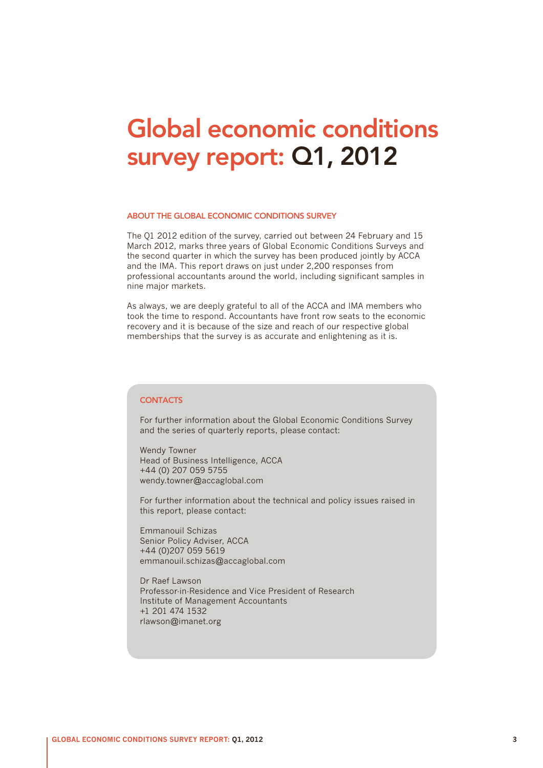# Global economic conditions survey report: Q1, 2012

## ABOUT THE GLOBAL ECONOMIC CONDITIONS SURVEY

The Q1 2012 edition of the survey, carried out between 24 February and 15 March 2012, marks three years of Global Economic Conditions Surveys and the second quarter in which the survey has been produced jointly by ACCA and the IMA. This report draws on just under 2,200 responses from professional accountants around the world, including significant samples in nine major markets.

As always, we are deeply grateful to all of the ACCA and IMA members who took the time to respond. Accountants have front row seats to the economic recovery and it is because of the size and reach of our respective global memberships that the survey is as accurate and enlightening as it is.

## CONTACTS

For further information about the Global Economic Conditions Survey and the series of quarterly reports, please contact:

Wendy Towner
Head of Business Intelligence, ACCA
+44 (0) 207 059 5755
wendy.towner@accaglobal.com

For further information about the technical and policy issues raised in this report, please contact:

Emmanouil Schizas
Senior Policy Adviser, ACCA
+44 (0)207 059 5619
emmanouil.schizas@accaglobal.com

Dr Raef Lawson
Professor-in-Residence and Vice President of Research
Institute of Management Accountants
+1 201 474 1532
rlawson@imanet.org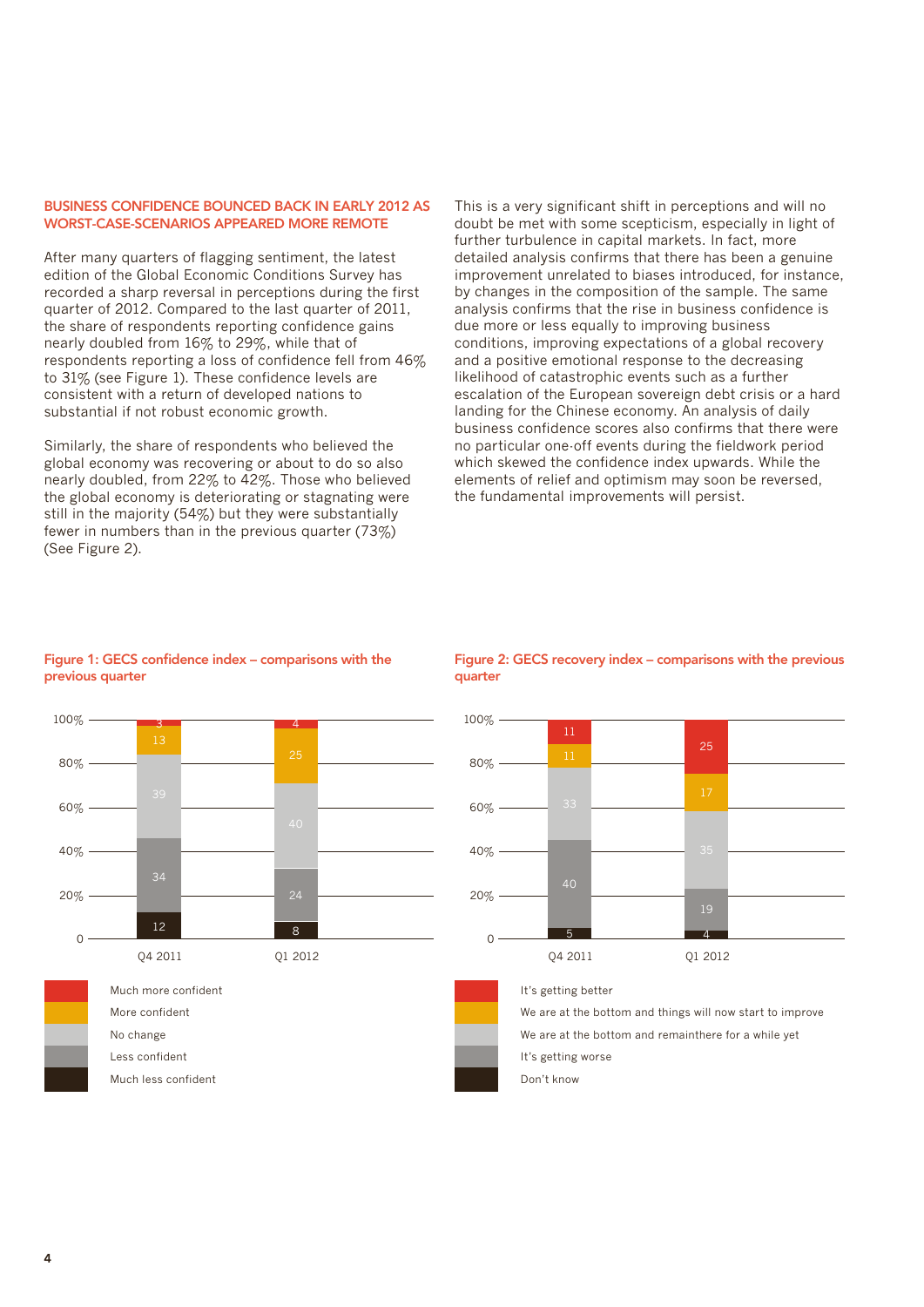## BUSINESS CONFIDENCE BOUNCED BACK IN EARLY 2012 AS WORST-CASE-SCENARIOS APPEARED MORE REMOTE

After many quarters of flagging sentiment, the latest edition of the Global Economic Conditions Survey has recorded a sharp reversal in perceptions during the first quarter of 2012. Compared to the last quarter of 2011, the share of respondents reporting confidence gains nearly doubled from 16% to 29%, while that of respondents reporting a loss of confidence fell from 46% to 31% (see Figure 1). These confidence levels are consistent with a return of developed nations to substantial if not robust economic growth.

Similarly, the share of respondents who believed the global economy was recovering or about to do so also nearly doubled, from 22% to 42%. Those who believed the global economy is deteriorating or stagnating were still in the majority (54%) but they were substantially fewer in numbers than in the previous quarter (73%) (See Figure 2).

This is a very significant shift in perceptions and will no doubt be met with some scepticism, especially in light of further turbulence in capital markets. In fact, more detailed analysis confirms that there has been a genuine improvement unrelated to biases introduced, for instance, by changes in the composition of the sample. The same analysis confirms that the rise in business confidence is due more or less equally to improving business conditions, improving expectations of a global recovery and a positive emotional response to the decreasing likelihood of catastrophic events such as a further escalation of the European sovereign debt crisis or a hard landing for the Chinese economy. An analysis of daily business confidence scores also confirms that there were no particular one-off events during the fieldwork period which skewed the confidence index upwards. While the elements of relief and optimism may soon be reversed, the fundamental improvements will persist.

**Figure 1: GECS confidence index – comparisons with the previous quarter**

| | Q4 2011 | Q1 2012 |
|---|---|---|
| Much more confident | 3 | 4 |
| More confident | 13 | 25 |
| No change | 39 | 40 |
| Less confident | 34 | 24 |
| Much less confident | 12 | 8 |

**Figure 2: GECS recovery index – comparisons with the previous quarter**

| | Q4 2011 | Q1 2012 |
|---|---|---|
| It's getting better | 11 | 25 |
| We are at the bottom and things will now start to improve | 11 | 17 |
| We are at the bottom and remainthere for a while yet | 33 | 35 |
| It's getting worse | 40 | 19 |
| Don't know | 5 | 4 |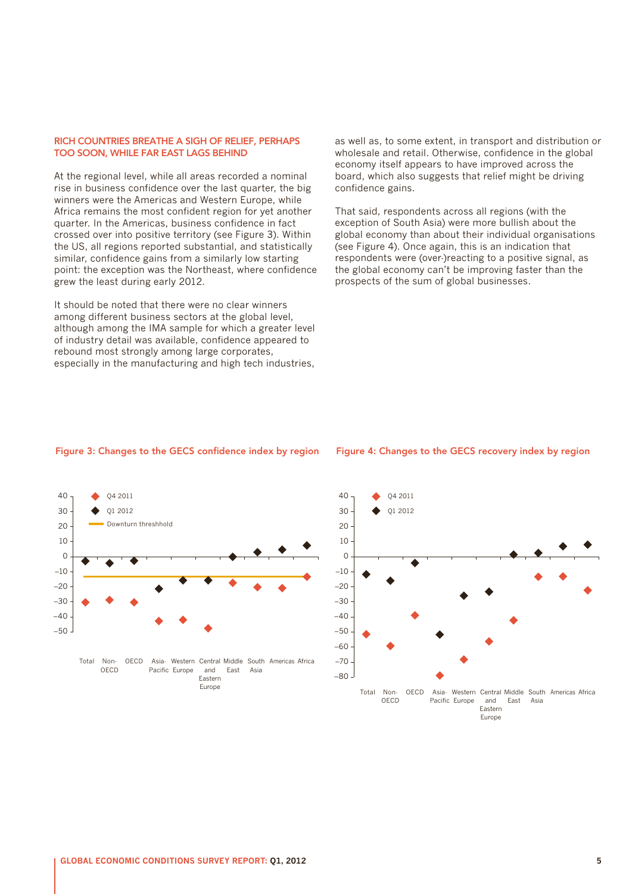## RICH COUNTRIES BREATHE A SIGH OF RELIEF, PERHAPS TOO SOON, WHILE FAR EAST LAGS BEHIND

At the regional level, while all areas recorded a nominal rise in business confidence over the last quarter, the big winners were the Americas and Western Europe, while Africa remains the most confident region for yet another quarter. In the Americas, business confidence in fact crossed over into positive territory (see Figure 3). Within the US, all regions reported substantial, and statistically similar, confidence gains from a similarly low starting point: the exception was the Northeast, where confidence grew the least during early 2012.

It should be noted that there were no clear winners among different business sectors at the global level, although among the IMA sample for which a greater level of industry detail was available, confidence appeared to rebound most strongly among large corporates, especially in the manufacturing and high tech industries, as well as, to some extent, in transport and distribution or wholesale and retail. Otherwise, confidence in the global economy itself appears to have improved across the board, which also suggests that relief might be driving confidence gains.

That said, respondents across all regions (with the exception of South Asia) were more bullish about the global economy than about their individual organisations (see Figure 4). Once again, this is an indication that respondents were (over-)reacting to a positive signal, as the global economy can't be improving faster than the prospects of the sum of global businesses.

Figure 3: Changes to the GECS confidence index by region

Figure 4: Changes to the GECS recovery index by region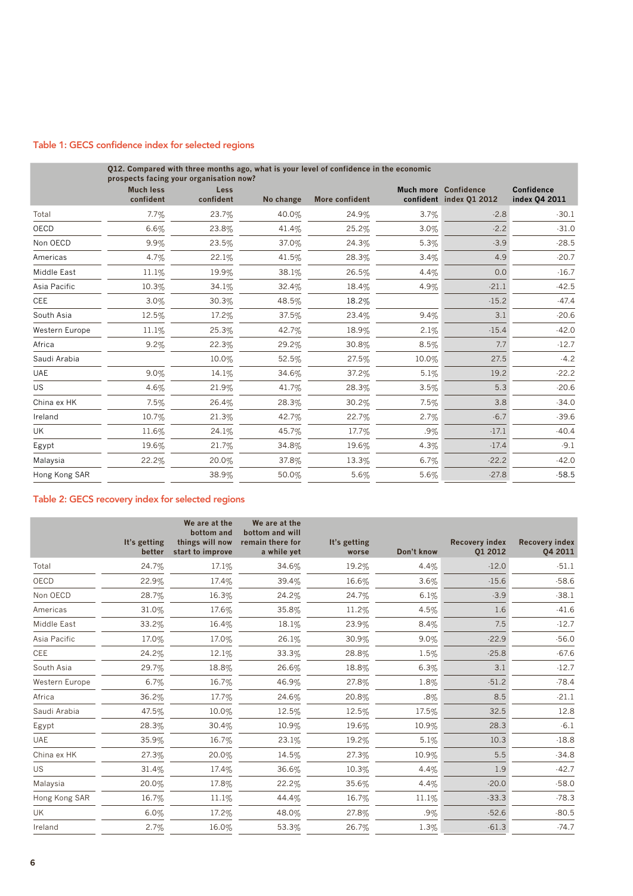## Table 1: GECS confidence index for selected regions

| | Q12. Compared with three months ago, what is your level of confidence in the economic prospects facing your organisation now? | | | | | | |
|---|---|---|---|---|---|---|---|
| | Much less confident | Less confident | No change | More confident | Much more confident | Confidence index Q1 2012 | Confidence index Q4 2011 |
| Total | 7.7% | 23.7% | 40.0% | 24.9% | 3.7% | -2.8 | -30.1 |
| OECD | 6.6% | 23.8% | 41.4% | 25.2% | 3.0% | -2.2 | -31.0 |
| Non OECD | 9.9% | 23.5% | 37.0% | 24.3% | 5.3% | -3.9 | -28.5 |
| Americas | 4.7% | 22.1% | 41.5% | 28.3% | 3.4% | 4.9 | -20.7 |
| Middle East | 11.1% | 19.9% | 38.1% | 26.5% | 4.4% | 0.0 | -16.7 |
| Asia Pacific | 10.3% | 34.1% | 32.4% | 18.4% | 4.9% | -21.1 | -42.5 |
| CEE | 3.0% | 30.3% | 48.5% | 18.2% | | -15.2 | -47.4 |
| South Asia | 12.5% | 17.2% | 37.5% | 23.4% | 9.4% | 3.1 | -20.6 |
| Western Europe | 11.1% | 25.3% | 42.7% | 18.9% | 2.1% | -15.4 | -42.0 |
| Africa | 9.2% | 22.3% | 29.2% | 30.8% | 8.5% | 7.7 | -12.7 |
| Saudi Arabia | | 10.0% | 52.5% | 27.5% | 10.0% | 27.5 | -4.2 |
| UAE | 9.0% | 14.1% | 34.6% | 37.2% | 5.1% | 19.2 | -22.2 |
| US | 4.6% | 21.9% | 41.7% | 28.3% | 3.5% | 5.3 | -20.6 |
| China ex HK | 7.5% | 26.4% | 28.3% | 30.2% | 7.5% | 3.8 | -34.0 |
| Ireland | 10.7% | 21.3% | 42.7% | 22.7% | 2.7% | -6.7 | -39.6 |
| UK | 11.6% | 24.1% | 45.7% | 17.7% | .9% | -17.1 | -40.4 |
| Egypt | 19.6% | 21.7% | 34.8% | 19.6% | 4.3% | -17.4 | -9.1 |
| Malaysia | 22.2% | 20.0% | 37.8% | 13.3% | 6.7% | -22.2 | -42.0 |
| Hong Kong SAR | | 38.9% | 50.0% | 5.6% | 5.6% | -27.8 | -58.5 |

## Table 2: GECS recovery index for selected regions

| | It's getting better | We are at the bottom and things will now start to improve | We are at the bottom and will remain there for a while yet | It's getting worse | Don't know | Recovery index Q1 2012 | Recovery index Q4 2011 |
|---|---|---|---|---|---|---|---|
| Total | 24.7% | 17.1% | 34.6% | 19.2% | 4.4% | -12.0 | -51.1 |
| OECD | 22.9% | 17.4% | 39.4% | 16.6% | 3.6% | -15.6 | -58.6 |
| Non OECD | 28.7% | 16.3% | 24.2% | 24.7% | 6.1% | -3.9 | -38.1 |
| Americas | 31.0% | 17.6% | 35.8% | 11.2% | 4.5% | 1.6 | -41.6 |
| Middle East | 33.2% | 16.4% | 18.1% | 23.9% | 8.4% | 7.5 | -12.7 |
| Asia Pacific | 17.0% | 17.0% | 26.1% | 30.9% | 9.0% | -22.9 | -56.0 |
| CEE | 24.2% | 12.1% | 33.3% | 28.8% | 1.5% | -25.8 | -67.6 |
| South Asia | 29.7% | 18.8% | 26.6% | 18.8% | 6.3% | 3.1 | -12.7 |
| Western Europe | 6.7% | 16.7% | 46.9% | 27.8% | 1.8% | -51.2 | -78.4 |
| Africa | 36.2% | 17.7% | 24.6% | 20.8% | .8% | 8.5 | -21.1 |
| Saudi Arabia | 47.5% | 10.0% | 12.5% | 12.5% | 17.5% | 32.5 | 12.8 |
| Egypt | 28.3% | 30.4% | 10.9% | 19.6% | 10.9% | 28.3 | -6.1 |
| UAE | 35.9% | 16.7% | 23.1% | 19.2% | 5.1% | 10.3 | -18.8 |
| China ex HK | 27.3% | 20.0% | 14.5% | 27.3% | 10.9% | 5.5 | -34.8 |
| US | 31.4% | 17.4% | 36.6% | 10.3% | 4.4% | 1.9 | -42.7 |
| Malaysia | 20.0% | 17.8% | 22.2% | 35.6% | 4.4% | -20.0 | -58.0 |
| Hong Kong SAR | 16.7% | 11.1% | 44.4% | 16.7% | 11.1% | -33.3 | -78.3 |
| UK | 6.0% | 17.2% | 48.0% | 27.8% | .9% | -52.6 | -80.5 |
| Ireland | 2.7% | 16.0% | 53.3% | 26.7% | 1.3% | -61.3 | -74.7 |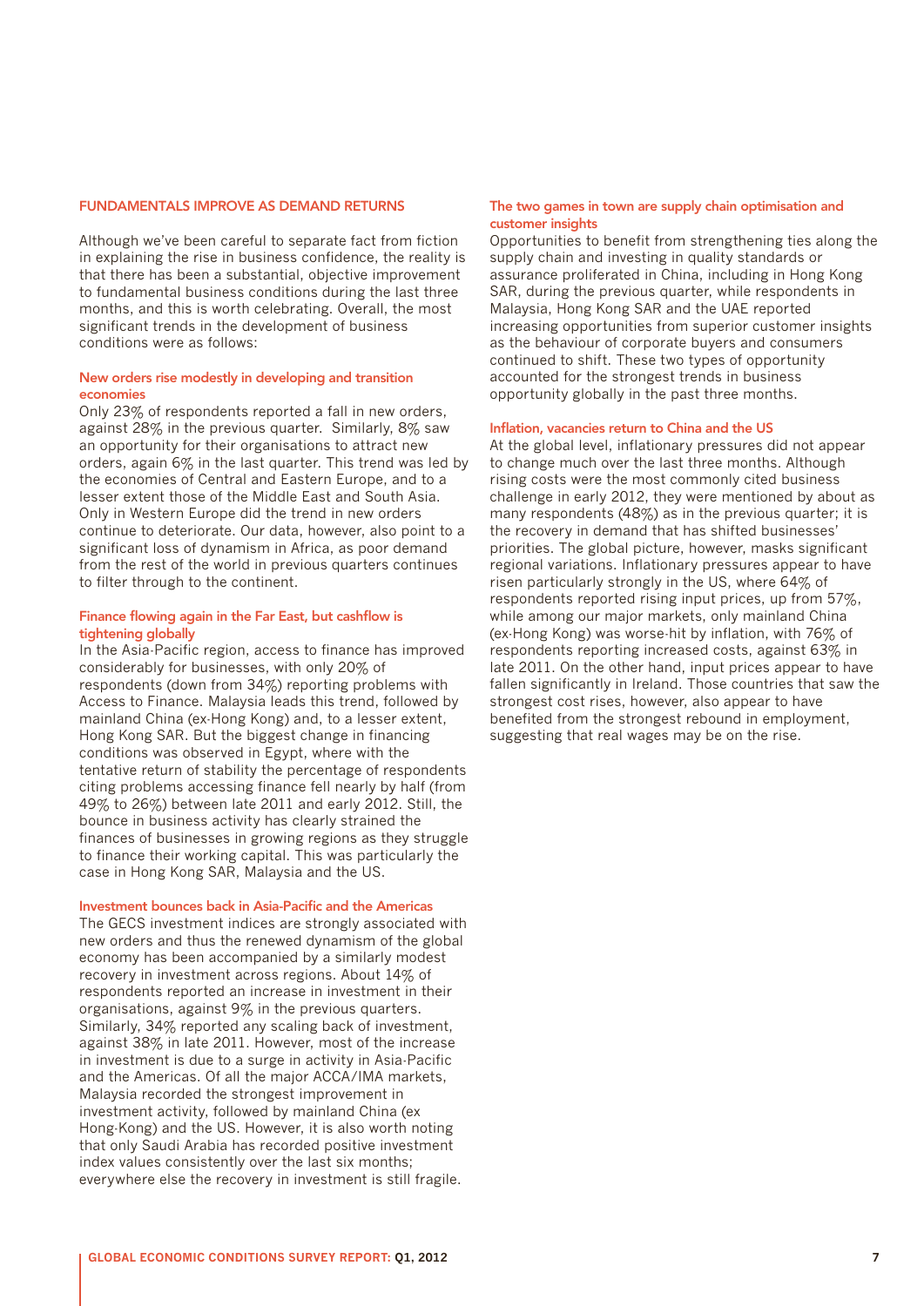## FUNDAMENTALS IMPROVE AS DEMAND RETURNS

Although we've been careful to separate fact from fiction in explaining the rise in business confidence, the reality is that there has been a substantial, objective improvement to fundamental business conditions during the last three months, and this is worth celebrating. Overall, the most significant trends in the development of business conditions were as follows:

### New orders rise modestly in developing and transition economies

Only 23% of respondents reported a fall in new orders, against 28% in the previous quarter. Similarly, 8% saw an opportunity for their organisations to attract new orders, again 6% in the last quarter. This trend was led by the economies of Central and Eastern Europe, and to a lesser extent those of the Middle East and South Asia. Only in Western Europe did the trend in new orders continue to deteriorate. Our data, however, also point to a significant loss of dynamism in Africa, as poor demand from the rest of the world in previous quarters continues to filter through to the continent.

### Finance flowing again in the Far East, but cashflow is tightening globally

In the Asia-Pacific region, access to finance has improved considerably for businesses, with only 20% of respondents (down from 34%) reporting problems with Access to Finance. Malaysia leads this trend, followed by mainland China (ex-Hong Kong) and, to a lesser extent, Hong Kong SAR. But the biggest change in financing conditions was observed in Egypt, where with the tentative return of stability the percentage of respondents citing problems accessing finance fell nearly by half (from 49% to 26%) between late 2011 and early 2012. Still, the bounce in business activity has clearly strained the finances of businesses in growing regions as they struggle to finance their working capital. This was particularly the case in Hong Kong SAR, Malaysia and the US.

### Investment bounces back in Asia-Pacific and the Americas

The GECS investment indices are strongly associated with new orders and thus the renewed dynamism of the global economy has been accompanied by a similarly modest recovery in investment across regions. About 14% of respondents reported an increase in investment in their organisations, against 9% in the previous quarters. Similarly, 34% reported any scaling back of investment, against 38% in late 2011. However, most of the increase in investment is due to a surge in activity in Asia-Pacific and the Americas. Of all the major ACCA/IMA markets, Malaysia recorded the strongest improvement in investment activity, followed by mainland China (ex Hong-Kong) and the US. However, it is also worth noting that only Saudi Arabia has recorded positive investment index values consistently over the last six months; everywhere else the recovery in investment is still fragile.

### The two games in town are supply chain optimisation and customer insights

Opportunities to benefit from strengthening ties along the supply chain and investing in quality standards or assurance proliferated in China, including in Hong Kong SAR, during the previous quarter, while respondents in Malaysia, Hong Kong SAR and the UAE reported increasing opportunities from superior customer insights as the behaviour of corporate buyers and consumers continued to shift. These two types of opportunity accounted for the strongest trends in business opportunity globally in the past three months.

### Inflation, vacancies return to China and the US

At the global level, inflationary pressures did not appear to change much over the last three months. Although rising costs were the most commonly cited business challenge in early 2012, they were mentioned by about as many respondents (48%) as in the previous quarter; it is the recovery in demand that has shifted businesses' priorities. The global picture, however, masks significant regional variations. Inflationary pressures appear to have risen particularly strongly in the US, where 64% of respondents reported rising input prices, up from 57%, while among our major markets, only mainland China (ex-Hong Kong) was worse-hit by inflation, with 76% of respondents reporting increased costs, against 63% in late 2011. On the other hand, input prices appear to have fallen significantly in Ireland. Those countries that saw the strongest cost rises, however, also appear to have benefited from the strongest rebound in employment, suggesting that real wages may be on the rise.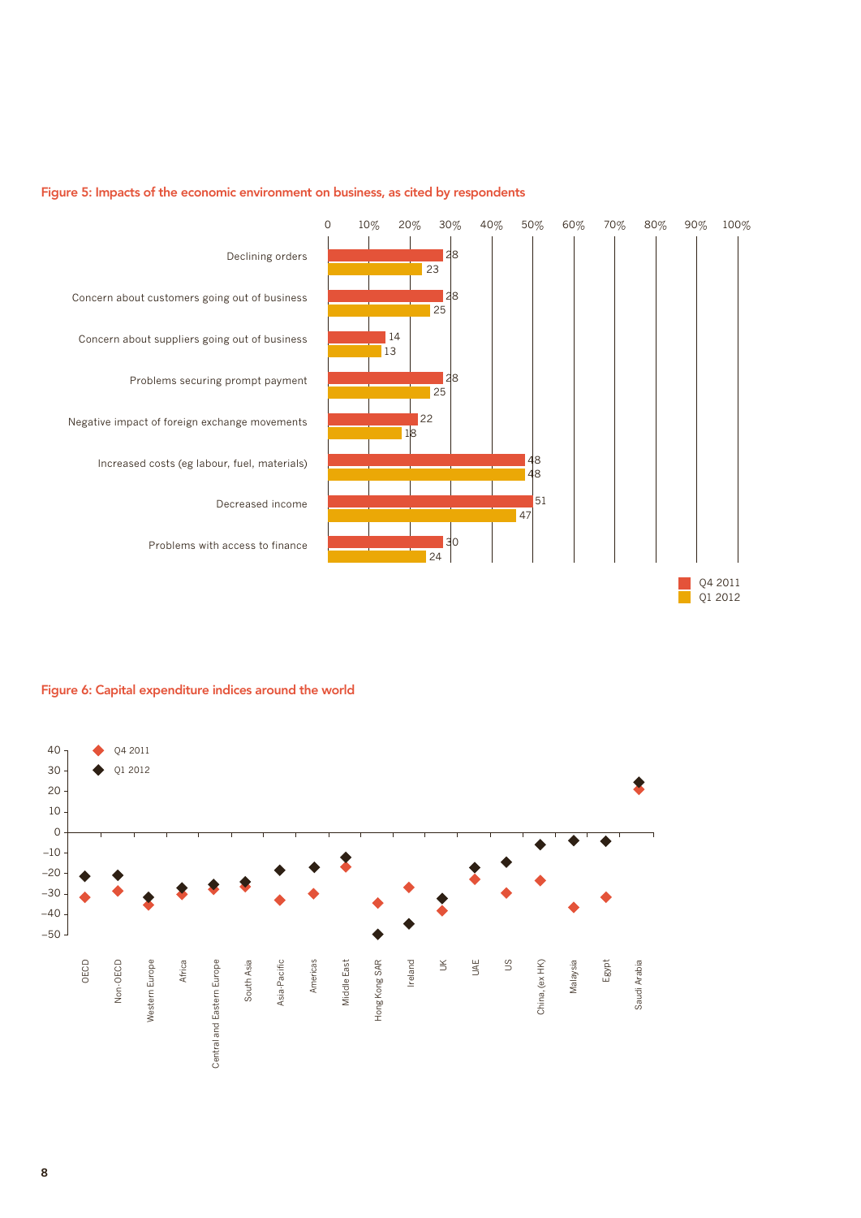**Figure 5: Impacts of the economic environment on business, as cited by respondents**

| | Q4 2011 | Q1 2012 |
|---|---|---|
| Declining orders | 28 | 23 |
| Concern about customers going out of business | 28 | 25 |
| Concern about suppliers going out of business | 14 | 13 |
| Problems securing prompt payment | 28 | 25 |
| Negative impact of foreign exchange movements | 22 | 18 |
| Increased costs (eg labour, fuel, materials) | 48 | 48 |
| Decreased income | 51 | 47 |
| Problems with access to finance | 30 | 24 |

**Figure 6: Capital expenditure indices around the world**

Series: Q4 2011, Q1 2012

Regions/countries: OECD, Non-OECD, Western Europe, Africa, Central and Eastern Europe, South Asia, Asia-Pacific, Americas, Middle East, Hong Kong SAR, Ireland, UK, UAE, US, China, (ex HK), Malaysia, Egypt, Saudi Arabia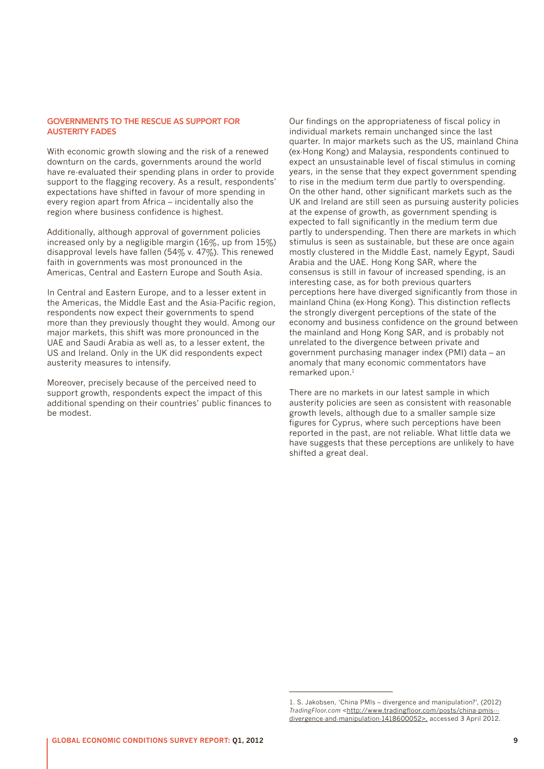## GOVERNMENTS TO THE RESCUE AS SUPPORT FOR AUSTERITY FADES

With economic growth slowing and the risk of a renewed downturn on the cards, governments around the world have re-evaluated their spending plans in order to provide support to the flagging recovery. As a result, respondents' expectations have shifted in favour of more spending in every region apart from Africa – incidentally also the region where business confidence is highest.

Additionally, although approval of government policies increased only by a negligible margin (16%, up from 15%) disapproval levels have fallen (54% v. 47%). This renewed faith in governments was most pronounced in the Americas, Central and Eastern Europe and South Asia.

In Central and Eastern Europe, and to a lesser extent in the Americas, the Middle East and the Asia-Pacific region, respondents now expect their governments to spend more than they previously thought they would. Among our major markets, this shift was more pronounced in the UAE and Saudi Arabia as well as, to a lesser extent, the US and Ireland. Only in the UK did respondents expect austerity measures to intensify.

Moreover, precisely because of the perceived need to support growth, respondents expect the impact of this additional spending on their countries' public finances to be modest.

Our findings on the appropriateness of fiscal policy in individual markets remain unchanged since the last quarter. In major markets such as the US, mainland China (ex-Hong Kong) and Malaysia, respondents continued to expect an unsustainable level of fiscal stimulus in coming years, in the sense that they expect government spending to rise in the medium term due partly to overspending. On the other hand, other significant markets such as the UK and Ireland are still seen as pursuing austerity policies at the expense of growth, as government spending is expected to fall significantly in the medium term due partly to underspending. Then there are markets in which stimulus is seen as sustainable, but these are once again mostly clustered in the Middle East, namely Egypt, Saudi Arabia and the UAE. Hong Kong SAR, where the consensus is still in favour of increased spending, is an interesting case, as for both previous quarters perceptions here have diverged significantly from those in mainland China (ex-Hong Kong). This distinction reflects the strongly divergent perceptions of the state of the economy and business confidence on the ground between the mainland and Hong Kong SAR, and is probably not unrelated to the divergence between private and government purchasing manager index (PMI) data – an anomaly that many economic commentators have remarked upon.[1]

There are no markets in our latest sample in which austerity policies are seen as consistent with reasonable growth levels, although due to a smaller sample size figures for Cyprus, where such perceptions have been reported in the past, are not reliable. What little data we have suggests that these perceptions are unlikely to have shifted a great deal.

---

1. S. Jakobsen, 'China PMIs – divergence and manipulation?', (2012) *TradingFloor.com* <http://www.tradingfloor.com/posts/china-pmis---divergence-and-manipulation-1418600052>, accessed 3 April 2012.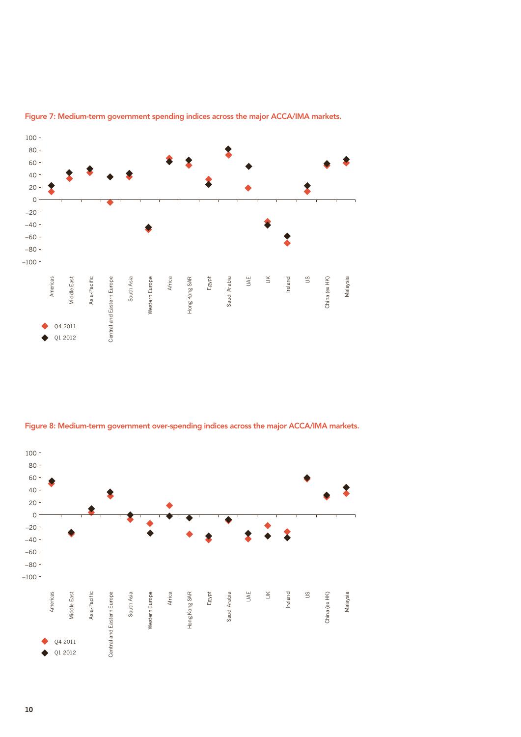Figure 7: Medium-term government spending indices across the major ACCA/IMA markets.

Figure 8: Medium-term government over-spending indices across the major ACCA/IMA markets.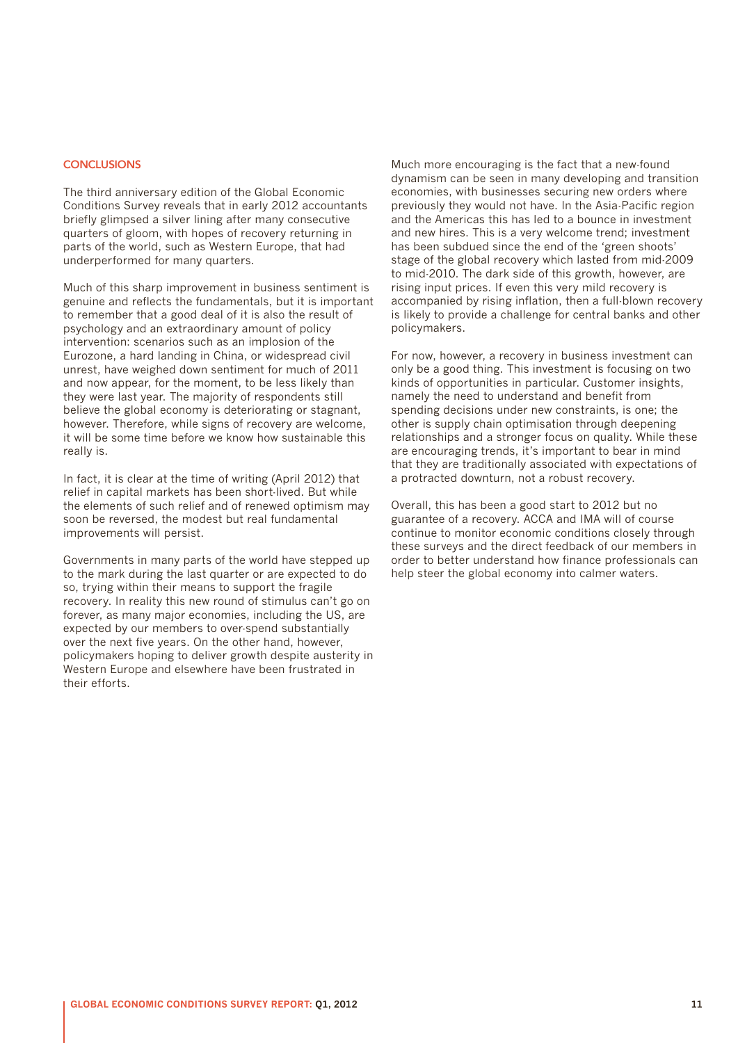## CONCLUSIONS

The third anniversary edition of the Global Economic Conditions Survey reveals that in early 2012 accountants briefly glimpsed a silver lining after many consecutive quarters of gloom, with hopes of recovery returning in parts of the world, such as Western Europe, that had underperformed for many quarters.

Much of this sharp improvement in business sentiment is genuine and reflects the fundamentals, but it is important to remember that a good deal of it is also the result of psychology and an extraordinary amount of policy intervention: scenarios such as an implosion of the Eurozone, a hard landing in China, or widespread civil unrest, have weighed down sentiment for much of 2011 and now appear, for the moment, to be less likely than they were last year. The majority of respondents still believe the global economy is deteriorating or stagnant, however. Therefore, while signs of recovery are welcome, it will be some time before we know how sustainable this really is.

In fact, it is clear at the time of writing (April 2012) that relief in capital markets has been short-lived. But while the elements of such relief and of renewed optimism may soon be reversed, the modest but real fundamental improvements will persist.

Governments in many parts of the world have stepped up to the mark during the last quarter or are expected to do so, trying within their means to support the fragile recovery. In reality this new round of stimulus can't go on forever, as many major economies, including the US, are expected by our members to over-spend substantially over the next five years. On the other hand, however, policymakers hoping to deliver growth despite austerity in Western Europe and elsewhere have been frustrated in their efforts.

Much more encouraging is the fact that a new-found dynamism can be seen in many developing and transition economies, with businesses securing new orders where previously they would not have. In the Asia-Pacific region and the Americas this has led to a bounce in investment and new hires. This is a very welcome trend; investment has been subdued since the end of the 'green shoots' stage of the global recovery which lasted from mid-2009 to mid-2010. The dark side of this growth, however, are rising input prices. If even this very mild recovery is accompanied by rising inflation, then a full-blown recovery is likely to provide a challenge for central banks and other policymakers.

For now, however, a recovery in business investment can only be a good thing. This investment is focusing on two kinds of opportunities in particular. Customer insights, namely the need to understand and benefit from spending decisions under new constraints, is one; the other is supply chain optimisation through deepening relationships and a stronger focus on quality. While these are encouraging trends, it's important to bear in mind that they are traditionally associated with expectations of a protracted downturn, not a robust recovery.

Overall, this has been a good start to 2012 but no guarantee of a recovery. ACCA and IMA will of course continue to monitor economic conditions closely through these surveys and the direct feedback of our members in order to better understand how finance professionals can help steer the global economy into calmer waters.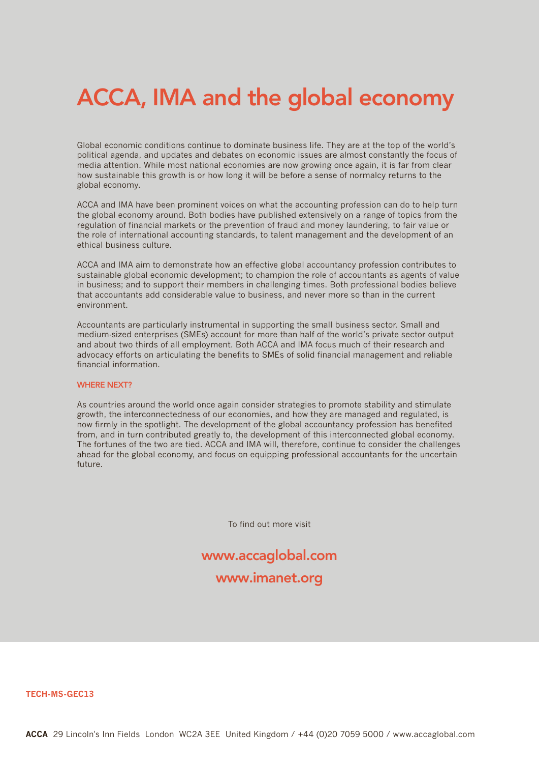# ACCA, IMA and the global economy

Global economic conditions continue to dominate business life. They are at the top of the world's political agenda, and updates and debates on economic issues are almost constantly the focus of media attention. While most national economies are now growing once again, it is far from clear how sustainable this growth is or how long it will be before a sense of normalcy returns to the global economy.

ACCA and IMA have been prominent voices on what the accounting profession can do to help turn the global economy around. Both bodies have published extensively on a range of topics from the regulation of financial markets or the prevention of fraud and money laundering, to fair value or the role of international accounting standards, to talent management and the development of an ethical business culture.

ACCA and IMA aim to demonstrate how an effective global accountancy profession contributes to sustainable global economic development; to champion the role of accountants as agents of value in business; and to support their members in challenging times. Both professional bodies believe that accountants add considerable value to business, and never more so than in the current environment.

Accountants are particularly instrumental in supporting the small business sector. Small and medium-sized enterprises (SMEs) account for more than half of the world's private sector output and about two thirds of all employment. Both ACCA and IMA focus much of their research and advocacy efforts on articulating the benefits to SMEs of solid financial management and reliable financial information.

### WHERE NEXT?

As countries around the world once again consider strategies to promote stability and stimulate growth, the interconnectedness of our economies, and how they are managed and regulated, is now firmly in the spotlight. The development of the global accountancy profession has benefited from, and in turn contributed greatly to, the development of this interconnected global economy. The fortunes of the two are tied. ACCA and IMA will, therefore, continue to consider the challenges ahead for the global economy, and focus on equipping professional accountants for the uncertain future.

To find out more visit

**www.accaglobal.com**

**www.imanet.org**

**TECH-MS-GEC13**

**ACCA** 29 Lincoln's Inn Fields London WC2A 3EE United Kingdom / +44 (0)20 7059 5000 / www.accaglobal.com